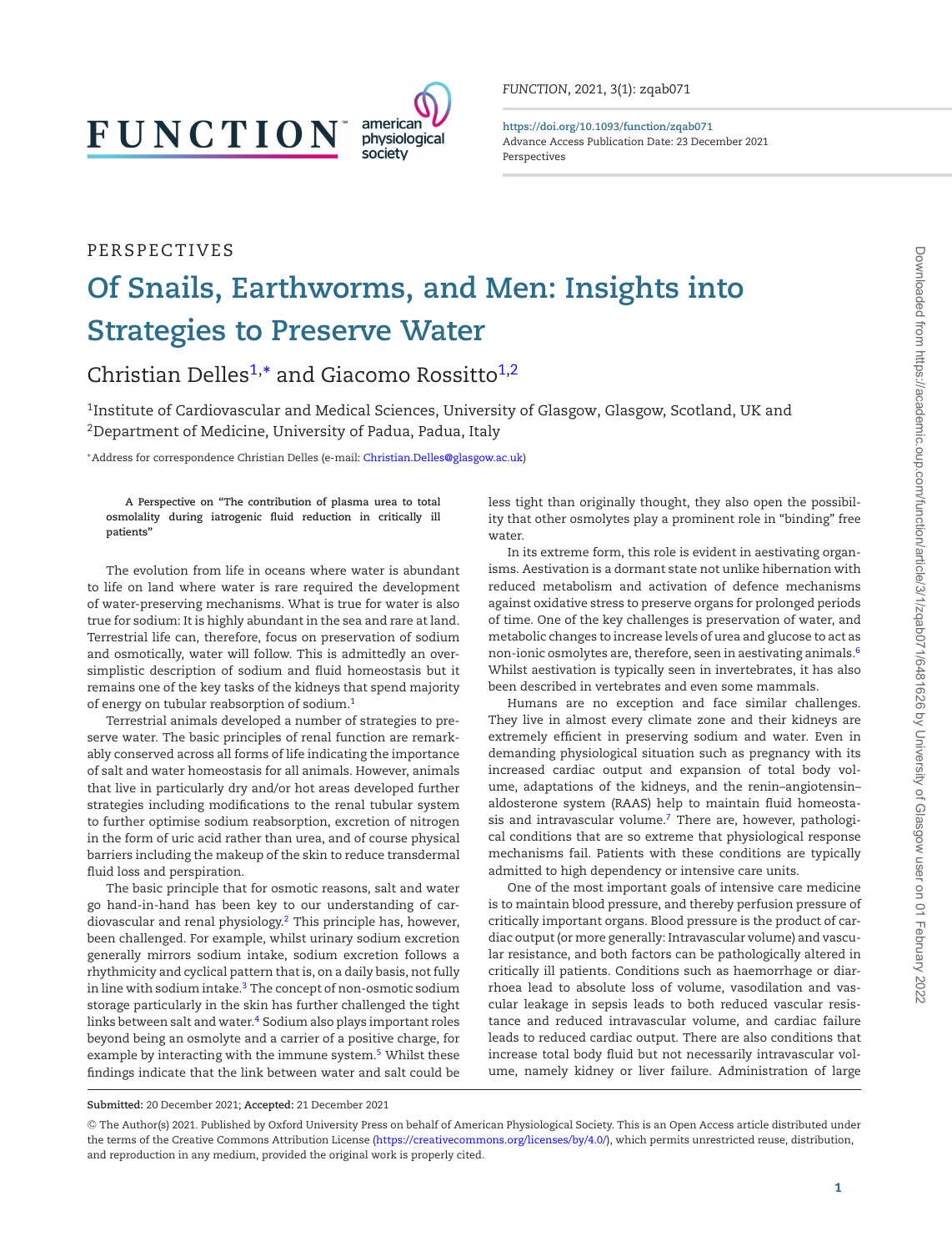PERSPECTIVES

# Of Snails, Earthworms, and Men: Insights into Strategies to Preserve Water

Christian Delles[1,*] and Giacomo Rossitto[1,2]

[1]Institute of Cardiovascular and Medical Sciences, University of Glasgow, Glasgow, Scotland, UK and [2]Department of Medicine, University of Padua, Padua, Italy

*Address for correspondence Christian Delles (e-mail: Christian.Delles@glasgow.ac.uk)

**A Perspective on "The contribution of plasma urea to total osmolality during iatrogenic fluid reduction in critically ill patients"**

The evolution from life in oceans where water is abundant to life on land where water is rare required the development of water-preserving mechanisms. What is true for water is also true for sodium: It is highly abundant in the sea and rare at land. Terrestrial life can, therefore, focus on preservation of sodium and osmotically, water will follow. This is admittedly an oversimplistic description of sodium and fluid homeostasis but it remains one of the key tasks of the kidneys that spend majority of energy on tubular reabsorption of sodium.[1]

Terrestrial animals developed a number of strategies to preserve water. The basic principles of renal function are remarkably conserved across all forms of life indicating the importance of salt and water homeostasis for all animals. However, animals that live in particularly dry and/or hot areas developed further strategies including modifications to the renal tubular system to further optimise sodium reabsorption, excretion of nitrogen in the form of uric acid rather than urea, and of course physical barriers including the makeup of the skin to reduce transdermal fluid loss and perspiration.

The basic principle that for osmotic reasons, salt and water go hand-in-hand has been key to our understanding of cardiovascular and renal physiology.[2] This principle has, however, been challenged. For example, whilst urinary sodium excretion generally mirrors sodium intake, sodium excretion follows a rhythmicity and cyclical pattern that is, on a daily basis, not fully in line with sodium intake.[3] The concept of non-osmotic sodium storage particularly in the skin has further challenged the tight links between salt and water.[4] Sodium also plays important roles beyond being an osmolyte and a carrier of a positive charge, for example by interacting with the immune system.[5] Whilst these findings indicate that the link between water and salt could be less tight than originally thought, they also open the possibility that other osmolytes play a prominent role in "binding" free water.

In its extreme form, this role is evident in aestivating organisms. Aestivation is a dormant state not unlike hibernation with reduced metabolism and activation of defence mechanisms against oxidative stress to preserve organs for prolonged periods of time. One of the key challenges is preservation of water, and metabolic changes to increase levels of urea and glucose to act as non-ionic osmolytes are, therefore, seen in aestivating animals.[6] Whilst aestivation is typically seen in invertebrates, it has also been described in vertebrates and even some mammals.

Humans are no exception and face similar challenges. They live in almost every climate zone and their kidneys are extremely efficient in preserving sodium and water. Even in demanding physiological situation such as pregnancy with its increased cardiac output and expansion of total body volume, adaptations of the kidneys, and the renin–angiotensin–aldosterone system (RAAS) help to maintain fluid homeostasis and intravascular volume.[7] There are, however, pathological conditions that are so extreme that physiological response mechanisms fail. Patients with these conditions are typically admitted to high dependency or intensive care units.

One of the most important goals of intensive care medicine is to maintain blood pressure, and thereby perfusion pressure of critically important organs. Blood pressure is the product of cardiac output (or more generally: Intravascular volume) and vascular resistance, and both factors can be pathologically altered in critically ill patients. Conditions such as haemorrhage or diarrhoea lead to absolute loss of volume, vasodilation and vascular leakage in sepsis leads to both reduced vascular resistance and reduced intravascular volume, and cardiac failure leads to reduced cardiac output. There are also conditions that increase total body fluid but not necessarily intravascular volume, namely kidney or liver failure. Administration of large

**Submitted:** 20 December 2021; **Accepted:** 21 December 2021

© The Author(s) 2021. Published by Oxford University Press on behalf of American Physiological Society. This is an Open Access article distributed under the terms of the Creative Commons Attribution License (https://creativecommons.org/licenses/by/4.0/), which permits unrestricted reuse, distribution, and reproduction in any medium, provided the original work is properly cited.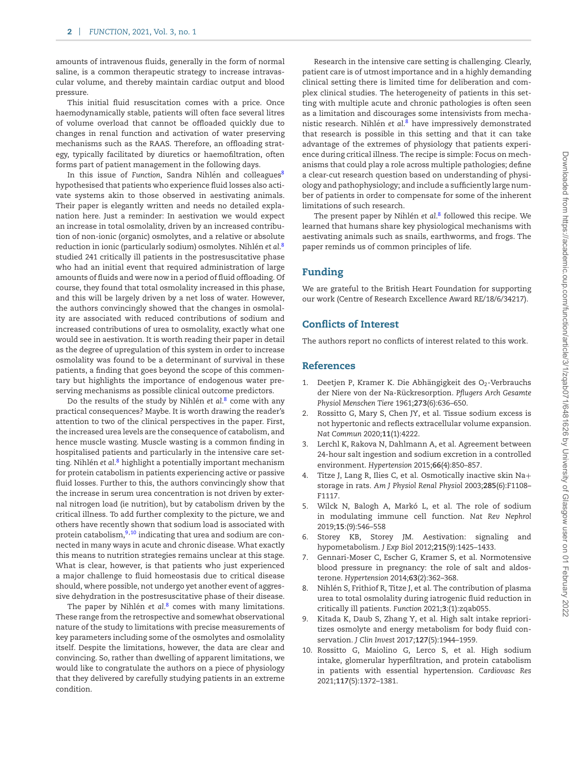amounts of intravenous fluids, generally in the form of normal saline, is a common therapeutic strategy to increase intravascular volume, and thereby maintain cardiac output and blood pressure.

This initial fluid resuscitation comes with a price. Once haemodynamically stable, patients will often face several litres of volume overload that cannot be offloaded quickly due to changes in renal function and activation of water preserving mechanisms such as the RAAS. Therefore, an offloading strategy, typically facilitated by diuretics or haemofiltration, often forms part of patient management in the following days.

In this issue of *Function*, Sandra Nihlén and colleagues[8] hypothesised that patients who experience fluid losses also activate systems akin to those observed in aestivating animals. Their paper is elegantly written and needs no detailed explanation here. Just a reminder: In aestivation we would expect an increase in total osmolality, driven by an increased contribution of non-ionic (organic) osmolytes, and a relative or absolute reduction in ionic (particularly sodium) osmolytes. Nihlén *et al.*[8] studied 241 critically ill patients in the postresuscitative phase who had an initial event that required administration of large amounts of fluids and were now in a period of fluid offloading. Of course, they found that total osmolality increased in this phase, and this will be largely driven by a net loss of water. However, the authors convincingly showed that the changes in osmolality are associated with reduced contributions of sodium and increased contributions of urea to osmolality, exactly what one would see in aestivation. It is worth reading their paper in detail as the degree of upregulation of this system in order to increase osmolality was found to be a determinant of survival in these patients, a finding that goes beyond the scope of this commentary but highlights the importance of endogenous water preserving mechanisms as possible clinical outcome predictors.

Do the results of the study by Nihlén *et al.*[8] come with any practical consequences? Maybe. It is worth drawing the reader's attention to two of the clinical perspectives in the paper. First, the increased urea levels are the consequence of catabolism, and hence muscle wasting. Muscle wasting is a common finding in hospitalised patients and particularly in the intensive care setting. Nihlén *et al.*[8] highlight a potentially important mechanism for protein catabolism in patients experiencing active or passive fluid losses. Further to this, the authors convincingly show that the increase in serum urea concentration is not driven by external nitrogen load (ie nutrition), but by catabolism driven by the critical illness. To add further complexity to the picture, we and others have recently shown that sodium load is associated with protein catabolism,[9,10] indicating that urea and sodium are connected in many ways in acute and chronic disease. What exactly this means to nutrition strategies remains unclear at this stage. What is clear, however, is that patients who just experienced a major challenge to fluid homeostasis due to critical disease should, where possible, not undergo yet another event of aggressive dehydration in the postresuscitative phase of their disease.

The paper by Nihlén *et al.*[8] comes with many limitations. These range from the retrospective and somewhat observational nature of the study to limitations with precise measurements of key parameters including some of the osmolytes and osmolality itself. Despite the limitations, however, the data are clear and convincing. So, rather than dwelling of apparent limitations, we would like to congratulate the authors on a piece of physiology that they delivered by carefully studying patients in an extreme condition.

Research in the intensive care setting is challenging. Clearly, patient care is of utmost importance and in a highly demanding clinical setting there is limited time for deliberation and complex clinical studies. The heterogeneity of patients in this setting with multiple acute and chronic pathologies is often seen as a limitation and discourages some intensivists from mechanistic research. Nihlén *et al.*[8] have impressively demonstrated that research is possible in this setting and that it can take advantage of the extremes of physiology that patients experience during critical illness. The recipe is simple: Focus on mechanisms that could play a role across multiple pathologies; define a clear-cut research question based on understanding of physiology and pathophysiology; and include a sufficiently large number of patients in order to compensate for some of the inherent limitations of such research.

The present paper by Nihlén *et al.*[8] followed this recipe. We learned that humans share key physiological mechanisms with aestivating animals such as snails, earthworms, and frogs. The paper reminds us of common principles of life.

## Funding

We are grateful to the British Heart Foundation for supporting our work (Centre of Research Excellence Award RE/18/6/34217).

## Conflicts of Interest

The authors report no conflicts of interest related to this work.

## References

1. Deetjen P, Kramer K. Die Abhängigkeit des $O_2$-Verbrauchs der Niere von der Na-Rückresorption. *Pflugers Arch Gesamte Physiol Menschen Tiere* 1961;**273**(6):636–650.
2. Rossitto G, Mary S, Chen JY, et al. Tissue sodium excess is not hypertonic and reflects extracellular volume expansion. *Nat Commun* 2020;**11**(1):4222.
3. Lerchl K, Rakova N, Dahlmann A, et al. Agreement between 24-hour salt ingestion and sodium excretion in a controlled environment. *Hypertension* 2015;**66**(4):850–857.
4. Titze J, Lang R, Ilies C, et al. Osmotically inactive skin Na+ storage in rats. *Am J Physiol Renal Physiol* 2003;**285**(6):F1108–F1117.
5. Wilck N, Balogh A, Markó L, et al. The role of sodium in modulating immune cell function. *Nat Rev Nephrol* 2019;**15**:(9):546–558
6. Storey KB, Storey JM. Aestivation: signaling and hypometabolism. *J Exp Biol* 2012;**215**(9):1425–1433.
7. Gennari-Moser C, Escher G, Kramer S, et al. Normotensive blood pressure in pregnancy: the role of salt and aldosterone. *Hypertension* 2014;**63**(2):362–368.
8. Nihlén S, Frithiof R, Titze J, et al. The contribution of plasma urea to total osmolality during iatrogenic fluid reduction in critically ill patients. *Function* 2021;**3**:(1):zqab055.
9. Kitada K, Daub S, Zhang Y, et al. High salt intake reprioritizes osmolyte and energy metabolism for body fluid conservation. *J Clin Invest* 2017;**127**(5):1944–1959.
10. Rossitto G, Maiolino G, Lerco S, et al. High sodium intake, glomerular hyperfiltration, and protein catabolism in patients with essential hypertension. *Cardiovasc Res* 2021;**117**(5):1372–1381.